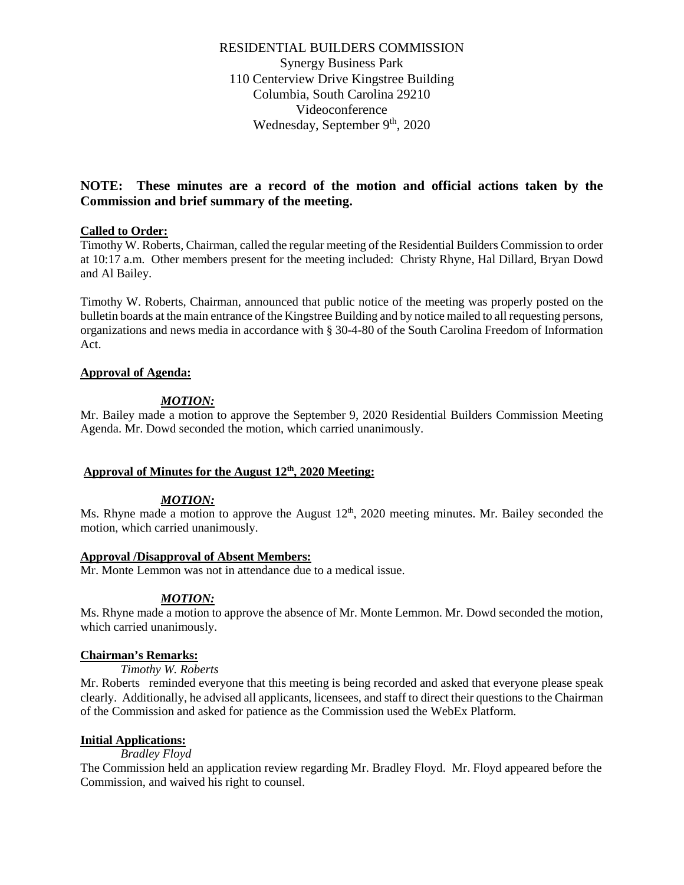RESIDENTIAL BUILDERS COMMISSION
Synergy Business Park
110 Centerview Drive Kingstree Building
Columbia, South Carolina 29210
Videoconference
Wednesday, September 9th, 2020

**NOTE: These minutes are a record of the motion and official actions taken by the Commission and brief summary of the meeting.**

**Called to Order:**

Timothy W. Roberts, Chairman, called the regular meeting of the Residential Builders Commission to order at 10:17 a.m. Other members present for the meeting included: Christy Rhyne, Hal Dillard, Bryan Dowd and Al Bailey.

Timothy W. Roberts, Chairman, announced that public notice of the meeting was properly posted on the bulletin boards at the main entrance of the Kingstree Building and by notice mailed to all requesting persons, organizations and news media in accordance with § 30-4-80 of the South Carolina Freedom of Information Act.

**Approval of Agenda:**

***MOTION:***

Mr. Bailey made a motion to approve the September 9, 2020 Residential Builders Commission Meeting Agenda. Mr. Dowd seconded the motion, which carried unanimously.

**Approval of Minutes for the August 12th, 2020 Meeting:**

***MOTION:***

Ms. Rhyne made a motion to approve the August 12th, 2020 meeting minutes. Mr. Bailey seconded the motion, which carried unanimously.

**Approval /Disapproval of Absent Members:**

Mr. Monte Lemmon was not in attendance due to a medical issue.

***MOTION:***

Ms. Rhyne made a motion to approve the absence of Mr. Monte Lemmon. Mr. Dowd seconded the motion, which carried unanimously.

**Chairman's Remarks:**

*Timothy W. Roberts*

Mr. Roberts reminded everyone that this meeting is being recorded and asked that everyone please speak clearly. Additionally, he advised all applicants, licensees, and staff to direct their questions to the Chairman of the Commission and asked for patience as the Commission used the WebEx Platform.

**Initial Applications:**

*Bradley Floyd*

The Commission held an application review regarding Mr. Bradley Floyd. Mr. Floyd appeared before the Commission, and waived his right to counsel.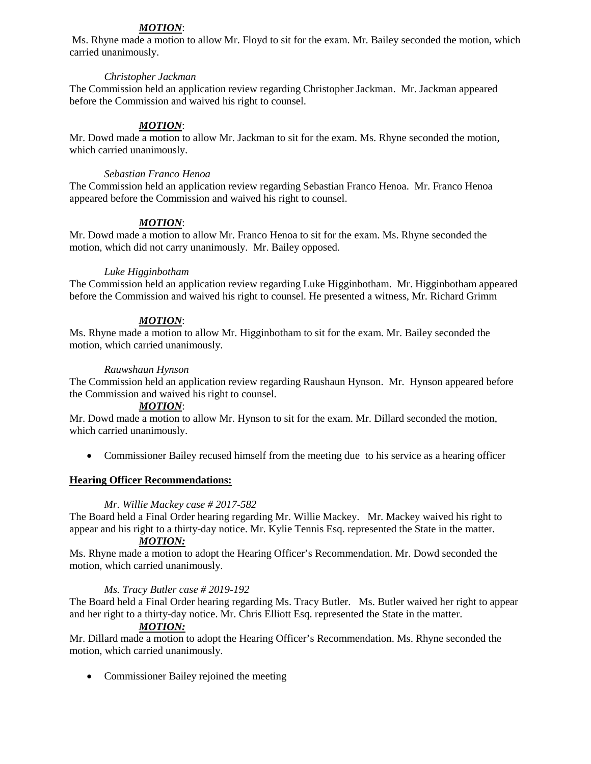***MOTION***:
Ms. Rhyne made a motion to allow Mr. Floyd to sit for the exam. Mr. Bailey seconded the motion, which carried unanimously.

*Christopher Jackman*
The Commission held an application review regarding Christopher Jackman. Mr. Jackman appeared before the Commission and waived his right to counsel.

***MOTION***:
Mr. Dowd made a motion to allow Mr. Jackman to sit for the exam. Ms. Rhyne seconded the motion, which carried unanimously.

*Sebastian Franco Henoa*
The Commission held an application review regarding Sebastian Franco Henoa. Mr. Franco Henoa appeared before the Commission and waived his right to counsel.

***MOTION***:
Mr. Dowd made a motion to allow Mr. Franco Henoa to sit for the exam. Ms. Rhyne seconded the motion, which did not carry unanimously. Mr. Bailey opposed.

*Luke Higginbotham*
The Commission held an application review regarding Luke Higginbotham. Mr. Higginbotham appeared before the Commission and waived his right to counsel. He presented a witness, Mr. Richard Grimm

***MOTION***:
Ms. Rhyne made a motion to allow Mr. Higginbotham to sit for the exam. Mr. Bailey seconded the motion, which carried unanimously.

*Rauwshaun Hynson*
The Commission held an application review regarding Raushaun Hynson. Mr. Hynson appeared before the Commission and waived his right to counsel.

***MOTION***:
Mr. Dowd made a motion to allow Mr. Hynson to sit for the exam. Mr. Dillard seconded the motion, which carried unanimously.

- Commissioner Bailey recused himself from the meeting due to his service as a hearing officer

**Hearing Officer Recommendations:**

*Mr. Willie Mackey case # 2017-582*
The Board held a Final Order hearing regarding Mr. Willie Mackey. Mr. Mackey waived his right to appear and his right to a thirty-day notice. Mr. Kylie Tennis Esq. represented the State in the matter.

***MOTION:***
Ms. Rhyne made a motion to adopt the Hearing Officer's Recommendation. Mr. Dowd seconded the motion, which carried unanimously.

*Ms. Tracy Butler case # 2019-192*
The Board held a Final Order hearing regarding Ms. Tracy Butler. Ms. Butler waived her right to appear and her right to a thirty-day notice. Mr. Chris Elliott Esq. represented the State in the matter.

***MOTION:***
Mr. Dillard made a motion to adopt the Hearing Officer's Recommendation. Ms. Rhyne seconded the motion, which carried unanimously.

- Commissioner Bailey rejoined the meeting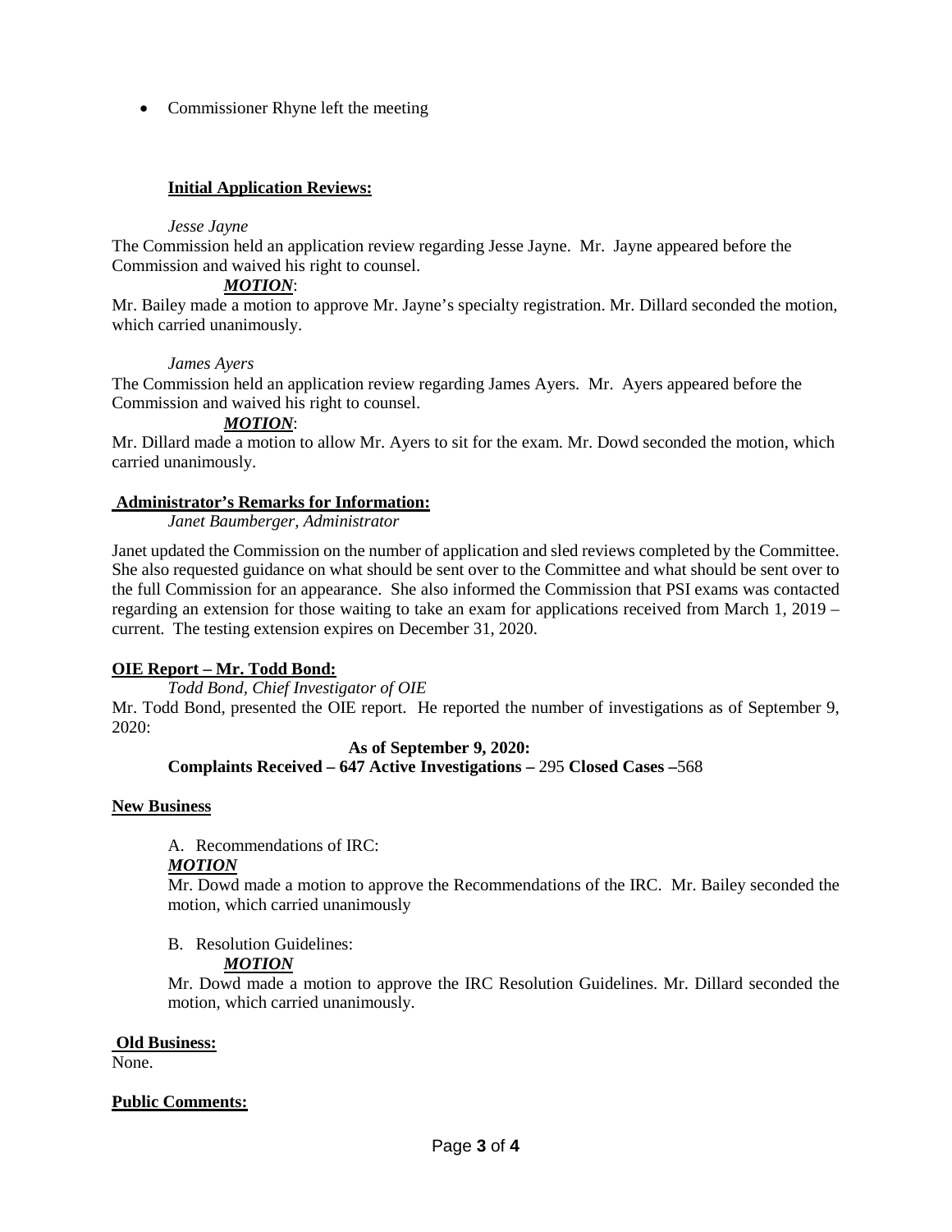- Commissioner Rhyne left the meeting

**Initial Application Reviews:**

*Jesse Jayne*

The Commission held an application review regarding Jesse Jayne. Mr. Jayne appeared before the Commission and waived his right to counsel.

***MOTION***:

Mr. Bailey made a motion to approve Mr. Jayne's specialty registration. Mr. Dillard seconded the motion, which carried unanimously.

*James Ayers*

The Commission held an application review regarding James Ayers. Mr. Ayers appeared before the Commission and waived his right to counsel.

***MOTION***:

Mr. Dillard made a motion to allow Mr. Ayers to sit for the exam. Mr. Dowd seconded the motion, which carried unanimously.

**Administrator's Remarks for Information:**

*Janet Baumberger, Administrator*

Janet updated the Commission on the number of application and sled reviews completed by the Committee. She also requested guidance on what should be sent over to the Committee and what should be sent over to the full Commission for an appearance. She also informed the Commission that PSI exams was contacted regarding an extension for those waiting to take an exam for applications received from March 1, 2019 – current. The testing extension expires on December 31, 2020.

**OIE Report – Mr. Todd Bond:**

*Todd Bond, Chief Investigator of OIE*

Mr. Todd Bond, presented the OIE report. He reported the number of investigations as of September 9, 2020:

**As of September 9, 2020:**

**Complaints Received – 647 Active Investigations –** 295 **Closed Cases –**568

**New Business**

A. Recommendations of IRC:

***MOTION***

Mr. Dowd made a motion to approve the Recommendations of the IRC. Mr. Bailey seconded the motion, which carried unanimously

B. Resolution Guidelines:

***MOTION***

Mr. Dowd made a motion to approve the IRC Resolution Guidelines. Mr. Dillard seconded the motion, which carried unanimously.

**Old Business:**

None.

**Public Comments:**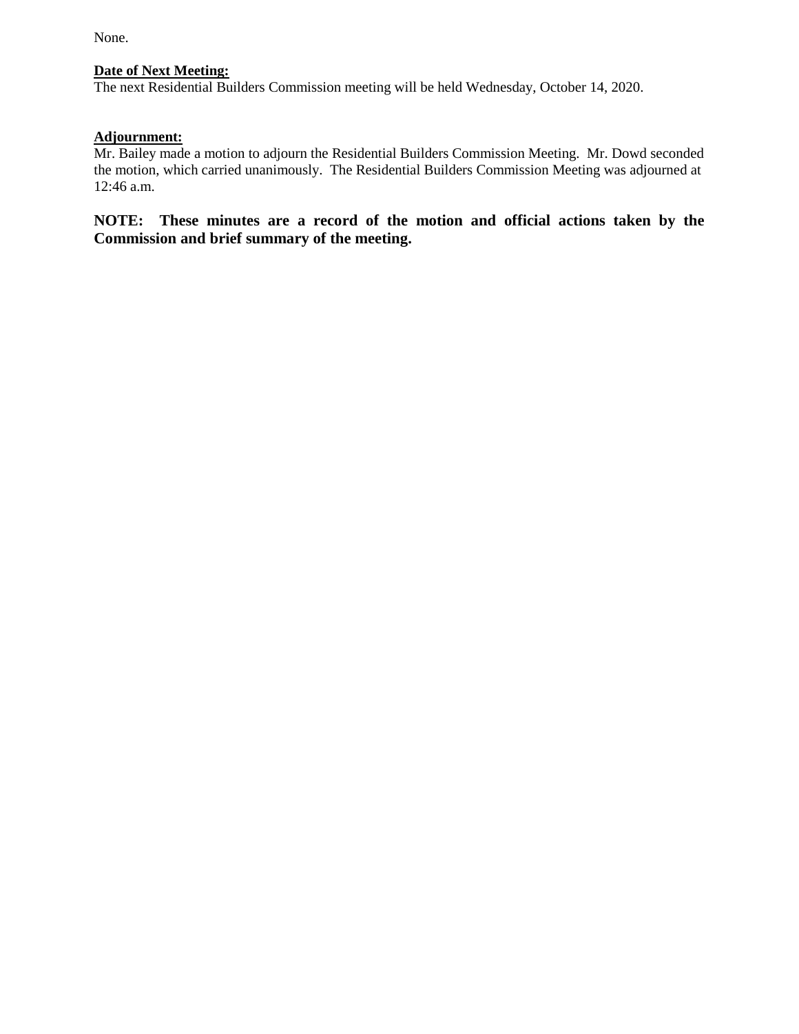None.

**Date of Next Meeting:**

The next Residential Builders Commission meeting will be held Wednesday, October 14, 2020.

**Adjournment:**

Mr. Bailey made a motion to adjourn the Residential Builders Commission Meeting. Mr. Dowd seconded the motion, which carried unanimously. The Residential Builders Commission Meeting was adjourned at 12:46 a.m.

**NOTE: These minutes are a record of the motion and official actions taken by the Commission and brief summary of the meeting.**